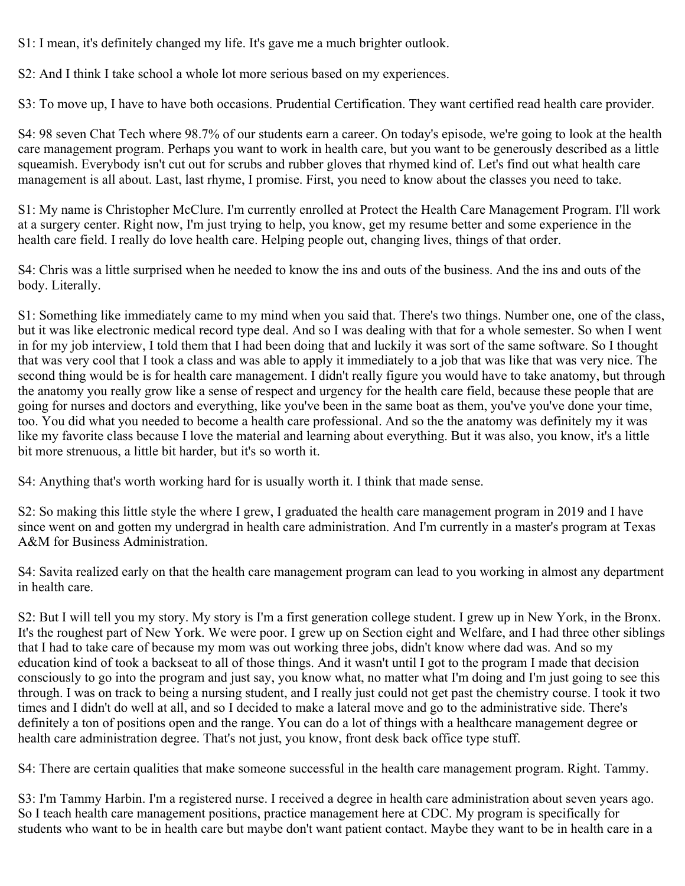S1: I mean, it's definitely changed my life. It's gave me a much brighter outlook.

S2: And I think I take school a whole lot more serious based on my experiences.

S3: To move up, I have to have both occasions. Prudential Certification. They want certified read health care provider.

S4: 98 seven Chat Tech where 98.7% of our students earn a career. On today's episode, we're going to look at the health care management program. Perhaps you want to work in health care, but you want to be generously described as a little squeamish. Everybody isn't cut out for scrubs and rubber gloves that rhymed kind of. Let's find out what health care management is all about. Last, last rhyme, I promise. First, you need to know about the classes you need to take.

S1: My name is Christopher McClure. I'm currently enrolled at Protect the Health Care Management Program. I'll work at a surgery center. Right now, I'm just trying to help, you know, get my resume better and some experience in the health care field. I really do love health care. Helping people out, changing lives, things of that order.

S4: Chris was a little surprised when he needed to know the ins and outs of the business. And the ins and outs of the body. Literally.

S1: Something like immediately came to my mind when you said that. There's two things. Number one, one of the class, but it was like electronic medical record type deal. And so I was dealing with that for a whole semester. So when I went in for my job interview, I told them that I had been doing that and luckily it was sort of the same software. So I thought that was very cool that I took a class and was able to apply it immediately to a job that was like that was very nice. The second thing would be is for health care management. I didn't really figure you would have to take anatomy, but through the anatomy you really grow like a sense of respect and urgency for the health care field, because these people that are going for nurses and doctors and everything, like you've been in the same boat as them, you've you've done your time, too. You did what you needed to become a health care professional. And so the the anatomy was definitely my it was like my favorite class because I love the material and learning about everything. But it was also, you know, it's a little bit more strenuous, a little bit harder, but it's so worth it.

S4: Anything that's worth working hard for is usually worth it. I think that made sense.

S2: So making this little style the where I grew, I graduated the health care management program in 2019 and I have since went on and gotten my undergrad in health care administration. And I'm currently in a master's program at Texas A&M for Business Administration.

S4: Savita realized early on that the health care management program can lead to you working in almost any department in health care.

S2: But I will tell you my story. My story is I'm a first generation college student. I grew up in New York, in the Bronx. It's the roughest part of New York. We were poor. I grew up on Section eight and Welfare, and I had three other siblings that I had to take care of because my mom was out working three jobs, didn't know where dad was. And so my education kind of took a backseat to all of those things. And it wasn't until I got to the program I made that decision consciously to go into the program and just say, you know what, no matter what I'm doing and I'm just going to see this through. I was on track to being a nursing student, and I really just could not get past the chemistry course. I took it two times and I didn't do well at all, and so I decided to make a lateral move and go to the administrative side. There's definitely a ton of positions open and the range. You can do a lot of things with a healthcare management degree or health care administration degree. That's not just, you know, front desk back office type stuff.

S4: There are certain qualities that make someone successful in the health care management program. Right. Tammy.

S3: I'm Tammy Harbin. I'm a registered nurse. I received a degree in health care administration about seven years ago. So I teach health care management positions, practice management here at CDC. My program is specifically for students who want to be in health care but maybe don't want patient contact. Maybe they want to be in health care in a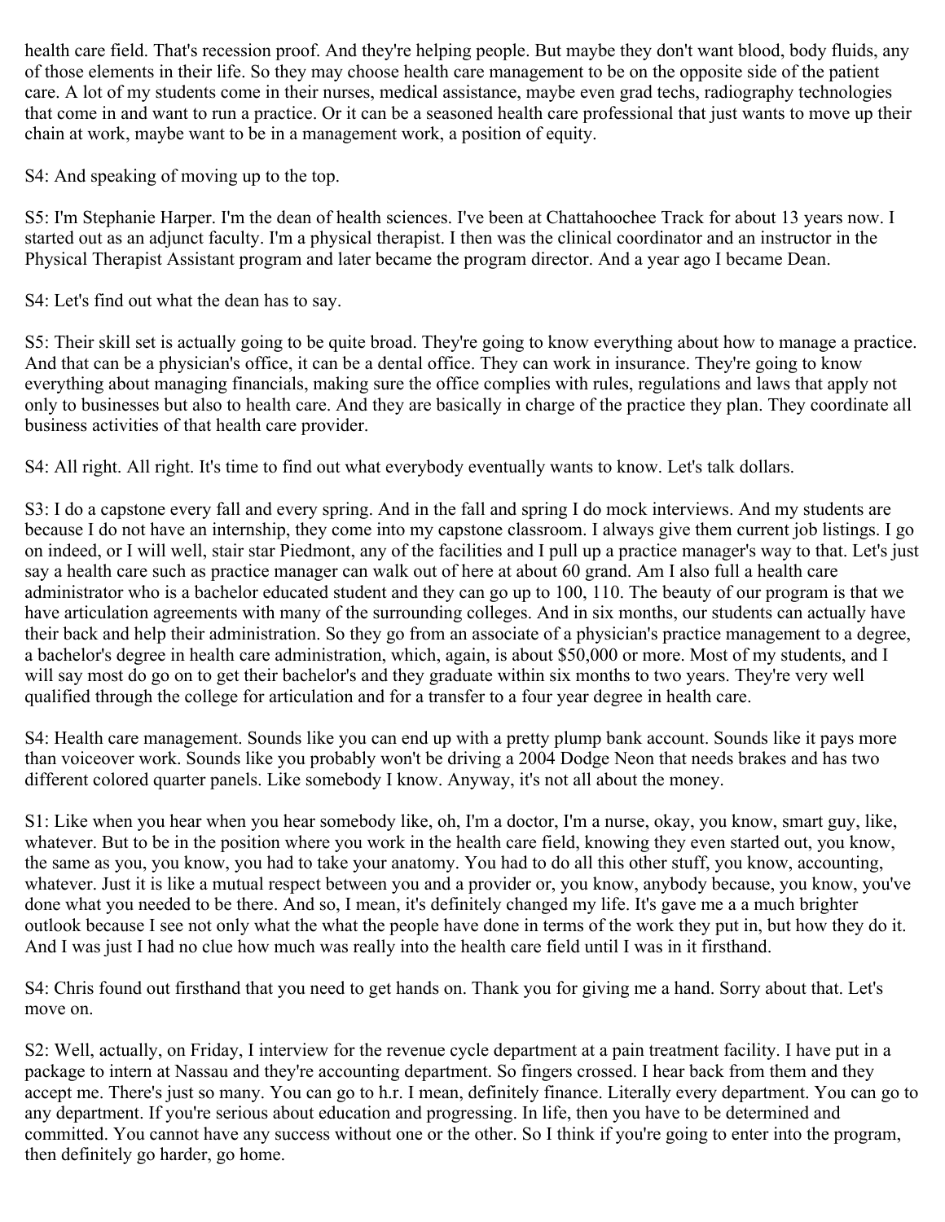health care field. That's recession proof. And they're helping people. But maybe they don't want blood, body fluids, any of those elements in their life. So they may choose health care management to be on the opposite side of the patient care. A lot of my students come in their nurses, medical assistance, maybe even grad techs, radiography technologies that come in and want to run a practice. Or it can be a seasoned health care professional that just wants to move up their chain at work, maybe want to be in a management work, a position of equity.

S4: And speaking of moving up to the top.

S5: I'm Stephanie Harper. I'm the dean of health sciences. I've been at Chattahoochee Track for about 13 years now. I started out as an adjunct faculty. I'm a physical therapist. I then was the clinical coordinator and an instructor in the Physical Therapist Assistant program and later became the program director. And a year ago I became Dean.

S4: Let's find out what the dean has to say.

S5: Their skill set is actually going to be quite broad. They're going to know everything about how to manage a practice. And that can be a physician's office, it can be a dental office. They can work in insurance. They're going to know everything about managing financials, making sure the office complies with rules, regulations and laws that apply not only to businesses but also to health care. And they are basically in charge of the practice they plan. They coordinate all business activities of that health care provider.

S4: All right. All right. It's time to find out what everybody eventually wants to know. Let's talk dollars.

S3: I do a capstone every fall and every spring. And in the fall and spring I do mock interviews. And my students are because I do not have an internship, they come into my capstone classroom. I always give them current job listings. I go on indeed, or I will well, stair star Piedmont, any of the facilities and I pull up a practice manager's way to that. Let's just say a health care such as practice manager can walk out of here at about 60 grand. Am I also full a health care administrator who is a bachelor educated student and they can go up to 100, 110. The beauty of our program is that we have articulation agreements with many of the surrounding colleges. And in six months, our students can actually have their back and help their administration. So they go from an associate of a physician's practice management to a degree, a bachelor's degree in health care administration, which, again, is about $50,000 or more. Most of my students, and I will say most do go on to get their bachelor's and they graduate within six months to two years. They're very well qualified through the college for articulation and for a transfer to a four year degree in health care.

S4: Health care management. Sounds like you can end up with a pretty plump bank account. Sounds like it pays more than voiceover work. Sounds like you probably won't be driving a 2004 Dodge Neon that needs brakes and has two different colored quarter panels. Like somebody I know. Anyway, it's not all about the money.

S1: Like when you hear when you hear somebody like, oh, I'm a doctor, I'm a nurse, okay, you know, smart guy, like, whatever. But to be in the position where you work in the health care field, knowing they even started out, you know, the same as you, you know, you had to take your anatomy. You had to do all this other stuff, you know, accounting, whatever. Just it is like a mutual respect between you and a provider or, you know, anybody because, you know, you've done what you needed to be there. And so, I mean, it's definitely changed my life. It's gave me a a much brighter outlook because I see not only what the what the people have done in terms of the work they put in, but how they do it. And I was just I had no clue how much was really into the health care field until I was in it firsthand.

S4: Chris found out firsthand that you need to get hands on. Thank you for giving me a hand. Sorry about that. Let's move on.

S2: Well, actually, on Friday, I interview for the revenue cycle department at a pain treatment facility. I have put in a package to intern at Nassau and they're accounting department. So fingers crossed. I hear back from them and they accept me. There's just so many. You can go to h.r. I mean, definitely finance. Literally every department. You can go to any department. If you're serious about education and progressing. In life, then you have to be determined and committed. You cannot have any success without one or the other. So I think if you're going to enter into the program, then definitely go harder, go home.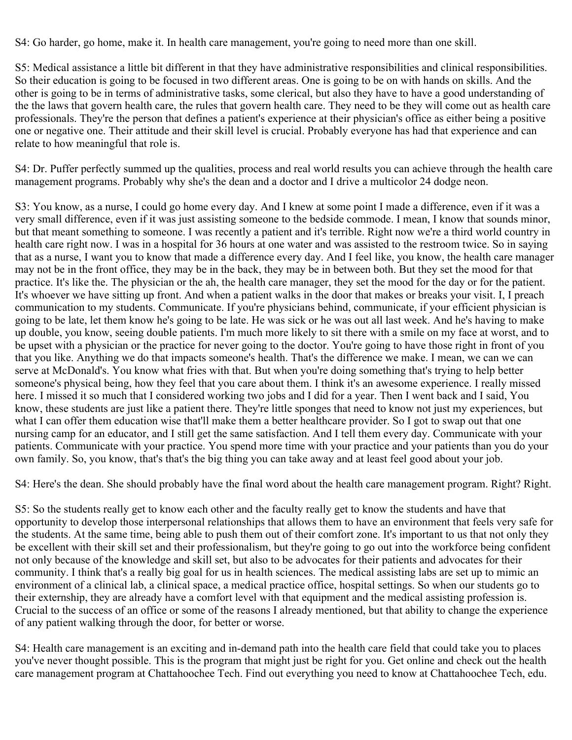S4: Go harder, go home, make it. In health care management, you're going to need more than one skill.

S5: Medical assistance a little bit different in that they have administrative responsibilities and clinical responsibilities. So their education is going to be focused in two different areas. One is going to be on with hands on skills. And the other is going to be in terms of administrative tasks, some clerical, but also they have to have a good understanding of the the laws that govern health care, the rules that govern health care. They need to be they will come out as health care professionals. They're the person that defines a patient's experience at their physician's office as either being a positive one or negative one. Their attitude and their skill level is crucial. Probably everyone has had that experience and can relate to how meaningful that role is.

S4: Dr. Puffer perfectly summed up the qualities, process and real world results you can achieve through the health care management programs. Probably why she's the dean and a doctor and I drive a multicolor 24 dodge neon.

S3: You know, as a nurse, I could go home every day. And I knew at some point I made a difference, even if it was a very small difference, even if it was just assisting someone to the bedside commode. I mean, I know that sounds minor, but that meant something to someone. I was recently a patient and it's terrible. Right now we're a third world country in health care right now. I was in a hospital for 36 hours at one water and was assisted to the restroom twice. So in saying that as a nurse, I want you to know that made a difference every day. And I feel like, you know, the health care manager may not be in the front office, they may be in the back, they may be in between both. But they set the mood for that practice. It's like the. The physician or the ah, the health care manager, they set the mood for the day or for the patient. It's whoever we have sitting up front. And when a patient walks in the door that makes or breaks your visit. I, I preach communication to my students. Communicate. If you're physicians behind, communicate, if your efficient physician is going to be late, let them know he's going to be late. He was sick or he was out all last week. And he's having to make up double, you know, seeing double patients. I'm much more likely to sit there with a smile on my face at worst, and to be upset with a physician or the practice for never going to the doctor. You're going to have those right in front of you that you like. Anything we do that impacts someone's health. That's the difference we make. I mean, we can we can serve at McDonald's. You know what fries with that. But when you're doing something that's trying to help better someone's physical being, how they feel that you care about them. I think it's an awesome experience. I really missed here. I missed it so much that I considered working two jobs and I did for a year. Then I went back and I said, You know, these students are just like a patient there. They're little sponges that need to know not just my experiences, but what I can offer them education wise that'll make them a better healthcare provider. So I got to swap out that one nursing camp for an educator, and I still get the same satisfaction. And I tell them every day. Communicate with your patients. Communicate with your practice. You spend more time with your practice and your patients than you do your own family. So, you know, that's that's the big thing you can take away and at least feel good about your job.

S4: Here's the dean. She should probably have the final word about the health care management program. Right? Right.

S5: So the students really get to know each other and the faculty really get to know the students and have that opportunity to develop those interpersonal relationships that allows them to have an environment that feels very safe for the students. At the same time, being able to push them out of their comfort zone. It's important to us that not only they be excellent with their skill set and their professionalism, but they're going to go out into the workforce being confident not only because of the knowledge and skill set, but also to be advocates for their patients and advocates for their community. I think that's a really big goal for us in health sciences. The medical assisting labs are set up to mimic an environment of a clinical lab, a clinical space, a medical practice office, hospital settings. So when our students go to their externship, they are already have a comfort level with that equipment and the medical assisting profession is. Crucial to the success of an office or some of the reasons I already mentioned, but that ability to change the experience of any patient walking through the door, for better or worse.

S4: Health care management is an exciting and in-demand path into the health care field that could take you to places you've never thought possible. This is the program that might just be right for you. Get online and check out the health care management program at Chattahoochee Tech. Find out everything you need to know at Chattahoochee Tech, edu.